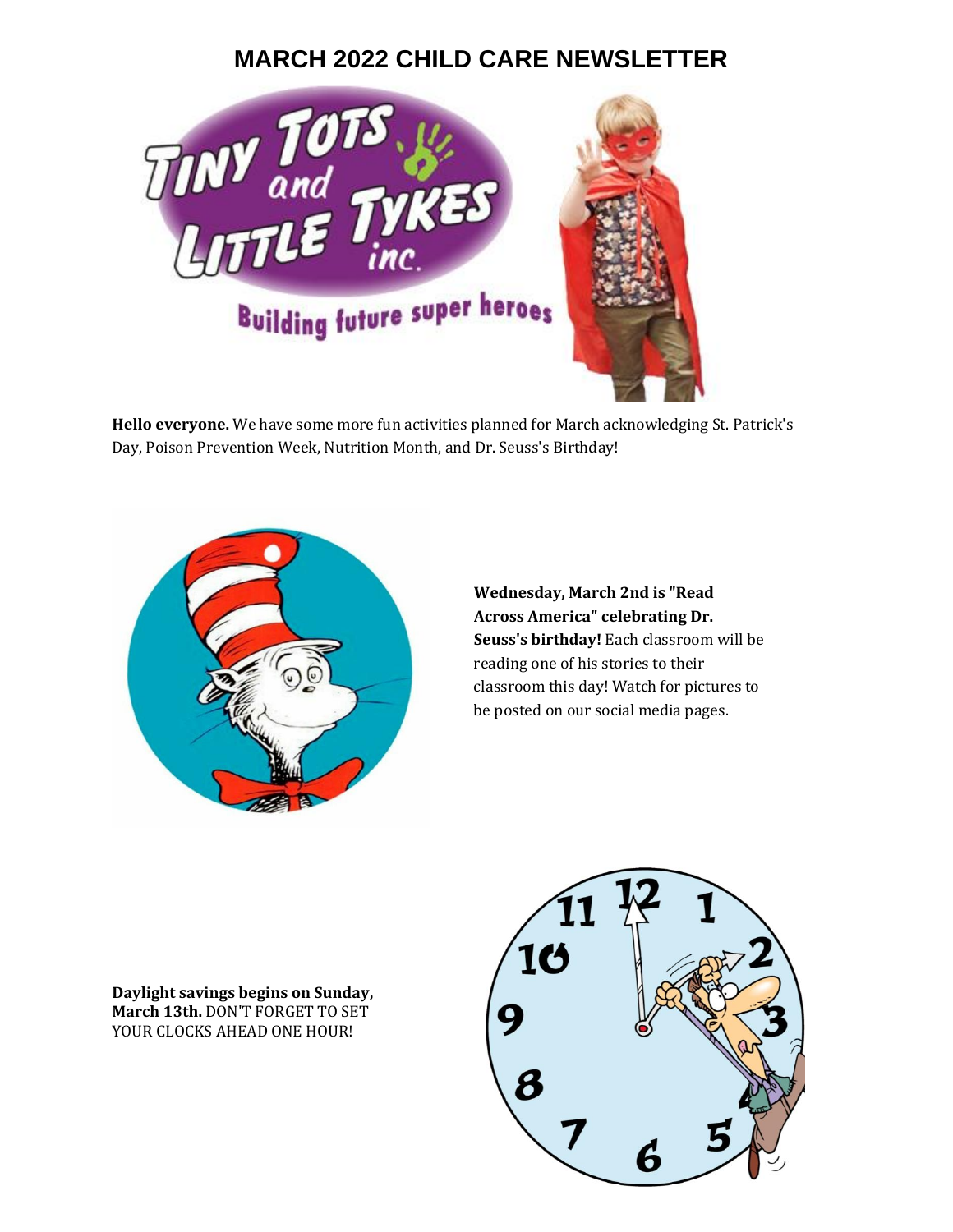# MARCH 2022 CHILD CARE NEWSLETTER

**Hello everyone.** We have some more fun activities planned for March acknowledging St. Patrick's Day, Poison Prevention Week, Nutrition Month, and Dr. Seuss's Birthday!

**Wednesday, March 2nd is "Read Across America" celebrating Dr. Seuss's birthday!** Each classroom will be reading one of his stories to their classroom this day! Watch for pictures to be posted on our social media pages.

**Daylight savings begins on Sunday, March 13th.** DON'T FORGET TO SET YOUR CLOCKS AHEAD ONE HOUR!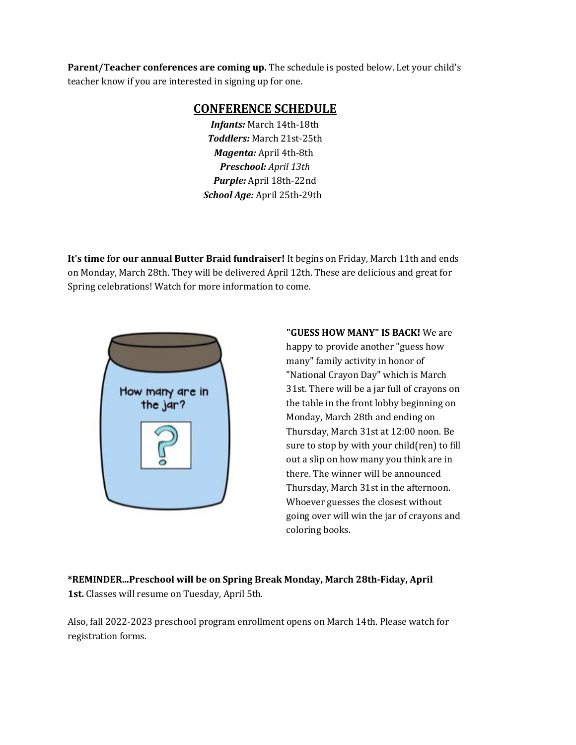**Parent/Teacher conferences are coming up.** The schedule is posted below. Let your child's teacher know if you are interested in signing up for one.

## CONFERENCE SCHEDULE

***Infants:*** March 14th-18th
***Toddlers:*** March 21st-25th
***Magenta:*** April 4th-8th
***Preschool:*** *April 13th*
***Purple:*** April 18th-22nd
***School Age:*** April 25th-29th

**It's time for our annual Butter Braid fundraiser!** It begins on Friday, March 11th and ends on Monday, March 28th. They will be delivered April 12th. These are delicious and great for Spring celebrations! Watch for more information to come.

How many are in the jar?

**"GUESS HOW MANY" IS BACK!** We are happy to provide another "guess how many" family activity in honor of "National Crayon Day" which is March 31st. There will be a jar full of crayons on the table in the front lobby beginning on Monday, March 28th and ending on Thursday, March 31st at 12:00 noon. Be sure to stop by with your child(ren) to fill out a slip on how many you think are in there. The winner will be announced Thursday, March 31st in the afternoon. Whoever guesses the closest without going over will win the jar of crayons and coloring books.

***REMINDER...Preschool will be on Spring Break Monday, March 28th-Fiday, April 1st.** Classes will resume on Tuesday, April 5th.

Also, fall 2022-2023 preschool program enrollment opens on March 14th. Please watch for registration forms.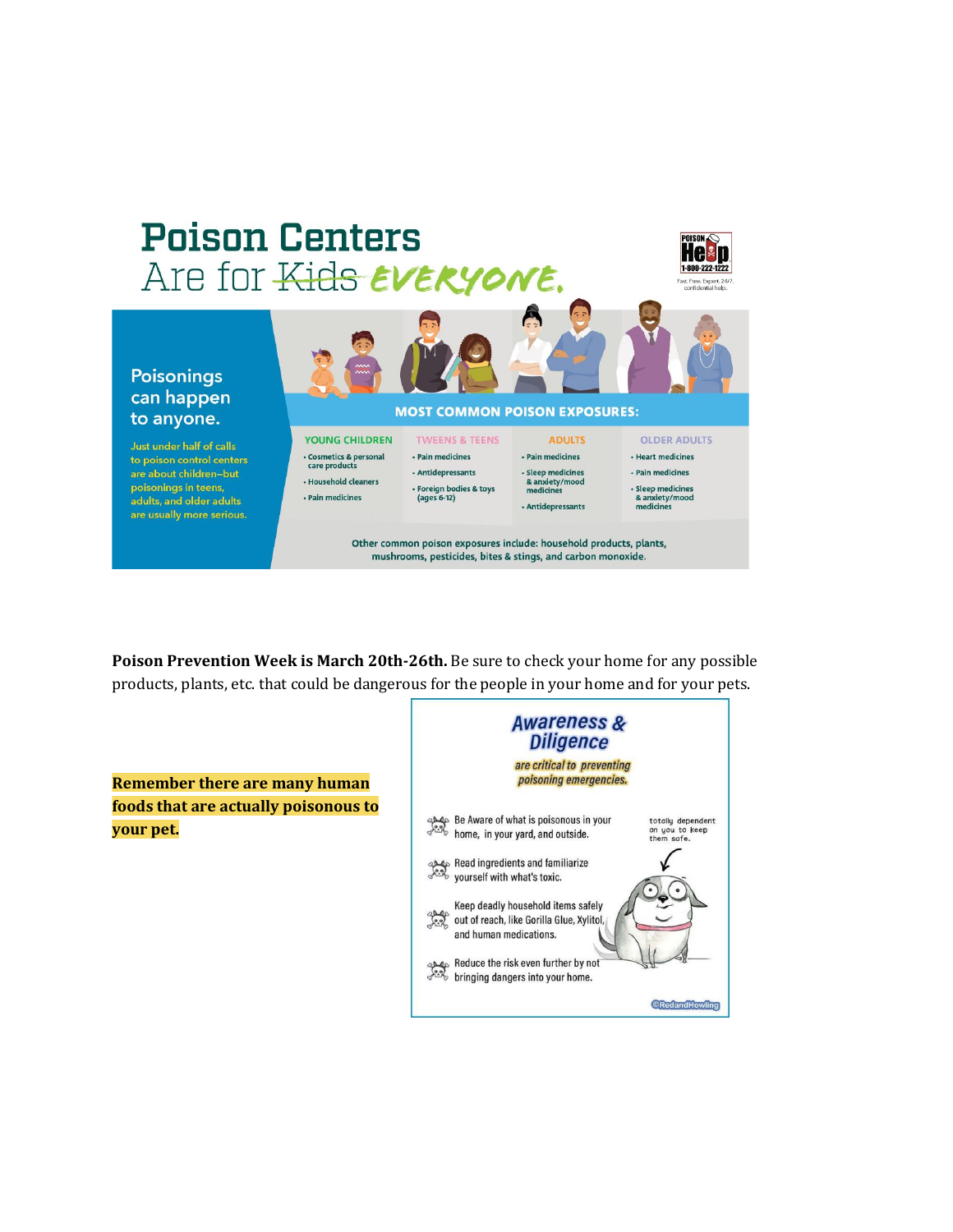# Poison Centers
## Are for ~~Kids~~ *EVERYONE.*

**POISON Help 1-800-222-1222**
Fast. Free. Expert. 24/7, confidential help.

### Poisonings can happen to anyone.

Just under half of calls to poison control centers are about children—but poisonings in teens, adults, and older adults are usually more serious.

**MOST COMMON POISON EXPOSURES:**

| YOUNG CHILDREN | TWEENS & TEENS | ADULTS | OLDER ADULTS |
| --- | --- | --- | --- |
| • Cosmetics & personal care products<br>• Household cleaners<br>• Pain medicines | • Pain medicines<br>• Antidepressants<br>• Foreign bodies & toys (ages 6-12) | • Pain medicines<br>• Sleep medicines & anxiety/mood medicines<br>• Antidepressants | • Heart medicines<br>• Pain medicines<br>• Sleep medicines & anxiety/mood medicines |

Other common poison exposures include: household products, plants, mushrooms, pesticides, bites & stings, and carbon monoxide.

**Poison Prevention Week is March 20th-26th.** Be sure to check your home for any possible products, plants, etc. that could be dangerous for the people in your home and for your pets.

**Remember there are many human foods that are actually poisonous to your pet.**

*Awareness & Diligence*

*are critical to preventing poisoning emergencies.*

- Be Aware of what is poisonous in your home, in your yard, and outside.
- Read ingredients and familiarize yourself with what's toxic.
- Keep deadly household items safely out of reach, like Gorilla Glue, Xylitol, and human medications.
- Reduce the risk even further by not bringing dangers into your home.

totally dependent on you to keep them safe.

©RedandHowling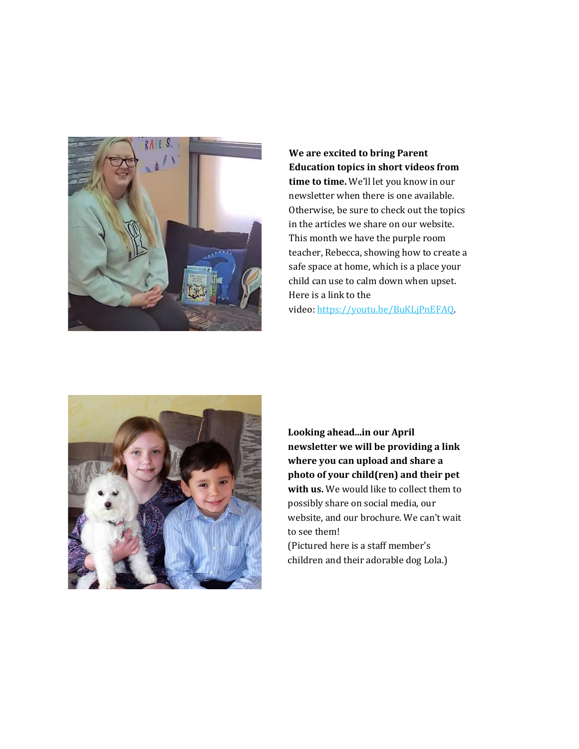**We are excited to bring Parent Education topics in short videos from time to time.** We'll let you know in our newsletter when there is one available. Otherwise, be sure to check out the topics in the articles we share on our website. This month we have the purple room teacher, Rebecca, showing how to create a safe space at home, which is a place your child can use to calm down when upset. Here is a link to the video: https://youtu.be/BuKLjPnEFAQ.

**Looking ahead...in our April newsletter we will be providing a link where you can upload and share a photo of your child(ren) and their pet with us.** We would like to collect them to possibly share on social media, our website, and our brochure. We can't wait to see them!

(Pictured here is a staff member's children and their adorable dog Lola.)